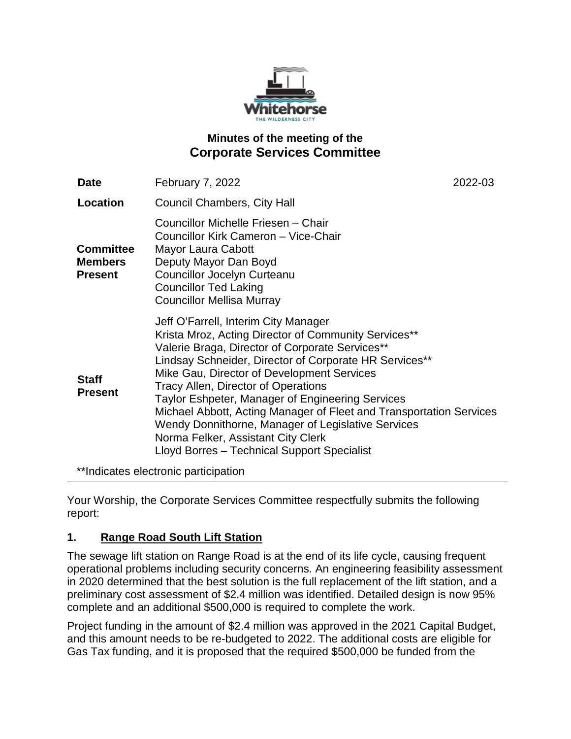Whitehorse
THE WILDERNESS CITY

## Minutes of the meeting of the
# Corporate Services Committee

| | | |
|---|---|---|
| **Date** | February 7, 2022 | 2022-03 |
| **Location** | Council Chambers, City Hall | |
| **Committee Members Present** | Councillor Michelle Friesen – Chair<br>Councillor Kirk Cameron – Vice-Chair<br>Mayor Laura Cabott<br>Deputy Mayor Dan Boyd<br>Councillor Jocelyn Curteanu<br>Councillor Ted Laking<br>Councillor Mellisa Murray | |
| **Staff Present** | Jeff O'Farrell, Interim City Manager<br>Krista Mroz, Acting Director of Community Services**<br>Valerie Braga, Director of Corporate Services**<br>Lindsay Schneider, Director of Corporate HR Services**<br>Mike Gau, Director of Development Services<br>Tracy Allen, Director of Operations<br>Taylor Eshpeter, Manager of Engineering Services<br>Michael Abbott, Acting Manager of Fleet and Transportation Services<br>Wendy Donnithorne, Manager of Legislative Services<br>Norma Felker, Assistant City Clerk<br>Lloyd Borres – Technical Support Specialist | |

**Indicates electronic participation

---

Your Worship, the Corporate Services Committee respectfully submits the following report:

## 1. Range Road South Lift Station

The sewage lift station on Range Road is at the end of its life cycle, causing frequent operational problems including security concerns. An engineering feasibility assessment in 2020 determined that the best solution is the full replacement of the lift station, and a preliminary cost assessment of $2.4 million was identified. Detailed design is now 95% complete and an additional $500,000 is required to complete the work.

Project funding in the amount of $2.4 million was approved in the 2021 Capital Budget, and this amount needs to be re-budgeted to 2022. The additional costs are eligible for Gas Tax funding, and it is proposed that the required $500,000 be funded from the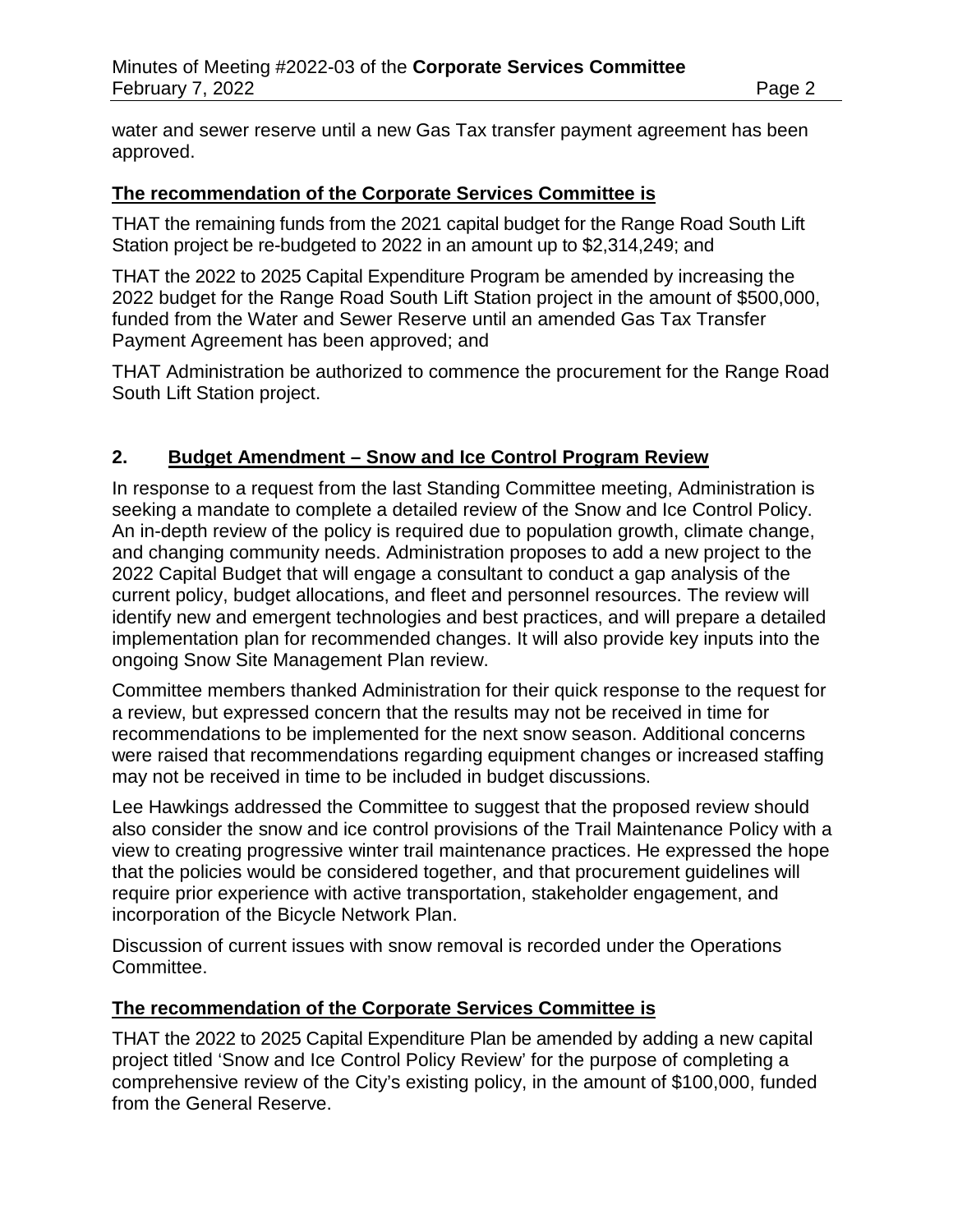water and sewer reserve until a new Gas Tax transfer payment agreement has been approved.

**The recommendation of the Corporate Services Committee is**

THAT the remaining funds from the 2021 capital budget for the Range Road South Lift Station project be re-budgeted to 2022 in an amount up to $2,314,249; and

THAT the 2022 to 2025 Capital Expenditure Program be amended by increasing the 2022 budget for the Range Road South Lift Station project in the amount of $500,000, funded from the Water and Sewer Reserve until an amended Gas Tax Transfer Payment Agreement has been approved; and

THAT Administration be authorized to commence the procurement for the Range Road South Lift Station project.

## 2. Budget Amendment – Snow and Ice Control Program Review

In response to a request from the last Standing Committee meeting, Administration is seeking a mandate to complete a detailed review of the Snow and Ice Control Policy. An in-depth review of the policy is required due to population growth, climate change, and changing community needs. Administration proposes to add a new project to the 2022 Capital Budget that will engage a consultant to conduct a gap analysis of the current policy, budget allocations, and fleet and personnel resources. The review will identify new and emergent technologies and best practices, and will prepare a detailed implementation plan for recommended changes. It will also provide key inputs into the ongoing Snow Site Management Plan review.

Committee members thanked Administration for their quick response to the request for a review, but expressed concern that the results may not be received in time for recommendations to be implemented for the next snow season. Additional concerns were raised that recommendations regarding equipment changes or increased staffing may not be received in time to be included in budget discussions.

Lee Hawkings addressed the Committee to suggest that the proposed review should also consider the snow and ice control provisions of the Trail Maintenance Policy with a view to creating progressive winter trail maintenance practices. He expressed the hope that the policies would be considered together, and that procurement guidelines will require prior experience with active transportation, stakeholder engagement, and incorporation of the Bicycle Network Plan.

Discussion of current issues with snow removal is recorded under the Operations Committee.

**The recommendation of the Corporate Services Committee is**

THAT the 2022 to 2025 Capital Expenditure Plan be amended by adding a new capital project titled 'Snow and Ice Control Policy Review' for the purpose of completing a comprehensive review of the City's existing policy, in the amount of $100,000, funded from the General Reserve.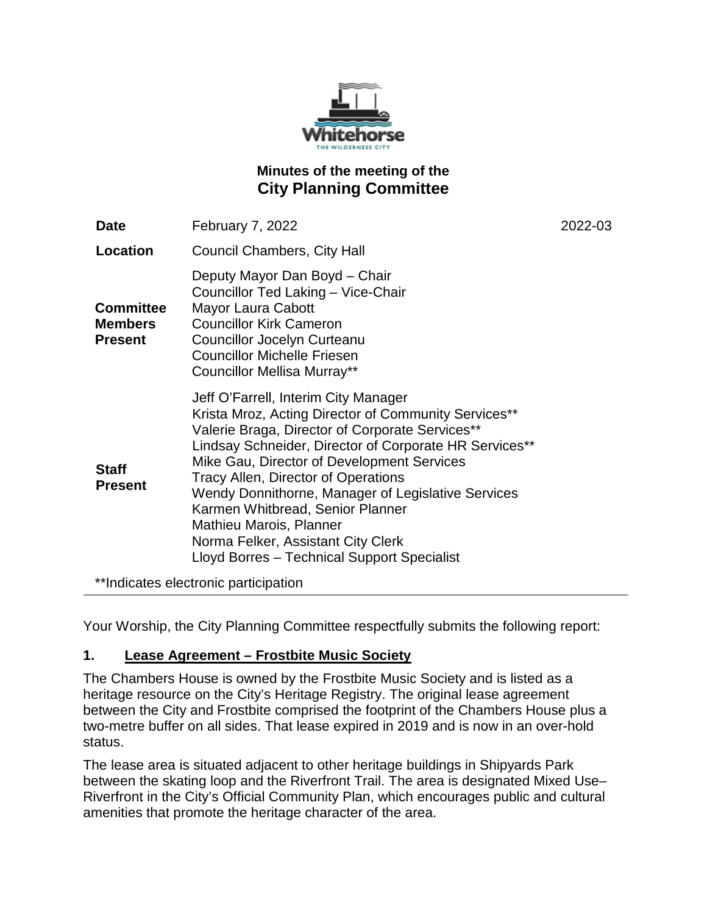# Minutes of the meeting of the City Planning Committee

| | | |
|---|---|---|
| **Date** | February 7, 2022 | 2022-03 |
| **Location** | Council Chambers, City Hall | |
| **Committee Members Present** | Deputy Mayor Dan Boyd – Chair<br>Councillor Ted Laking – Vice-Chair<br>Mayor Laura Cabott<br>Councillor Kirk Cameron<br>Councillor Jocelyn Curteanu<br>Councillor Michelle Friesen<br>Councillor Mellisa Murray** | |
| **Staff Present** | Jeff O'Farrell, Interim City Manager<br>Krista Mroz, Acting Director of Community Services**<br>Valerie Braga, Director of Corporate Services**<br>Lindsay Schneider, Director of Corporate HR Services**<br>Mike Gau, Director of Development Services<br>Tracy Allen, Director of Operations<br>Wendy Donnithorne, Manager of Legislative Services<br>Karmen Whitbread, Senior Planner<br>Mathieu Marois, Planner<br>Norma Felker, Assistant City Clerk<br>Lloyd Borres – Technical Support Specialist | |

**Indicates electronic participation

---

Your Worship, the City Planning Committee respectfully submits the following report:

## 1. Lease Agreement – Frostbite Music Society

The Chambers House is owned by the Frostbite Music Society and is listed as a heritage resource on the City's Heritage Registry. The original lease agreement between the City and Frostbite comprised the footprint of the Chambers House plus a two-metre buffer on all sides. That lease expired in 2019 and is now in an over-hold status.

The lease area is situated adjacent to other heritage buildings in Shipyards Park between the skating loop and the Riverfront Trail. The area is designated Mixed Use–Riverfront in the City's Official Community Plan, which encourages public and cultural amenities that promote the heritage character of the area.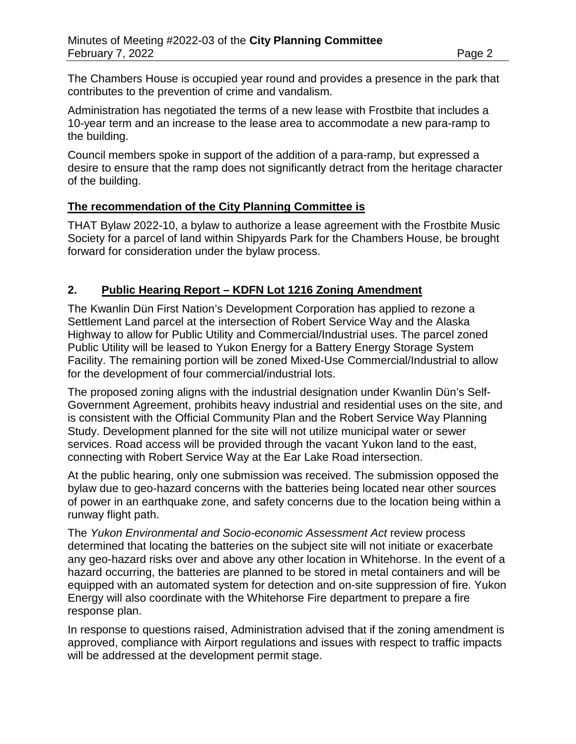The Chambers House is occupied year round and provides a presence in the park that contributes to the prevention of crime and vandalism.

Administration has negotiated the terms of a new lease with Frostbite that includes a 10-year term and an increase to the lease area to accommodate a new para-ramp to the building.

Council members spoke in support of the addition of a para-ramp, but expressed a desire to ensure that the ramp does not significantly detract from the heritage character of the building.

**The recommendation of the City Planning Committee is**

THAT Bylaw 2022-10, a bylaw to authorize a lease agreement with the Frostbite Music Society for a parcel of land within Shipyards Park for the Chambers House, be brought forward for consideration under the bylaw process.

## 2. Public Hearing Report – KDFN Lot 1216 Zoning Amendment

The Kwanlin Dün First Nation's Development Corporation has applied to rezone a Settlement Land parcel at the intersection of Robert Service Way and the Alaska Highway to allow for Public Utility and Commercial/Industrial uses. The parcel zoned Public Utility will be leased to Yukon Energy for a Battery Energy Storage System Facility. The remaining portion will be zoned Mixed-Use Commercial/Industrial to allow for the development of four commercial/industrial lots.

The proposed zoning aligns with the industrial designation under Kwanlin Dün's Self-Government Agreement, prohibits heavy industrial and residential uses on the site, and is consistent with the Official Community Plan and the Robert Service Way Planning Study. Development planned for the site will not utilize municipal water or sewer services. Road access will be provided through the vacant Yukon land to the east, connecting with Robert Service Way at the Ear Lake Road intersection.

At the public hearing, only one submission was received. The submission opposed the bylaw due to geo-hazard concerns with the batteries being located near other sources of power in an earthquake zone, and safety concerns due to the location being within a runway flight path.

The *Yukon Environmental and Socio-economic Assessment Act* review process determined that locating the batteries on the subject site will not initiate or exacerbate any geo-hazard risks over and above any other location in Whitehorse. In the event of a hazard occurring, the batteries are planned to be stored in metal containers and will be equipped with an automated system for detection and on-site suppression of fire. Yukon Energy will also coordinate with the Whitehorse Fire department to prepare a fire response plan.

In response to questions raised, Administration advised that if the zoning amendment is approved, compliance with Airport regulations and issues with respect to traffic impacts will be addressed at the development permit stage.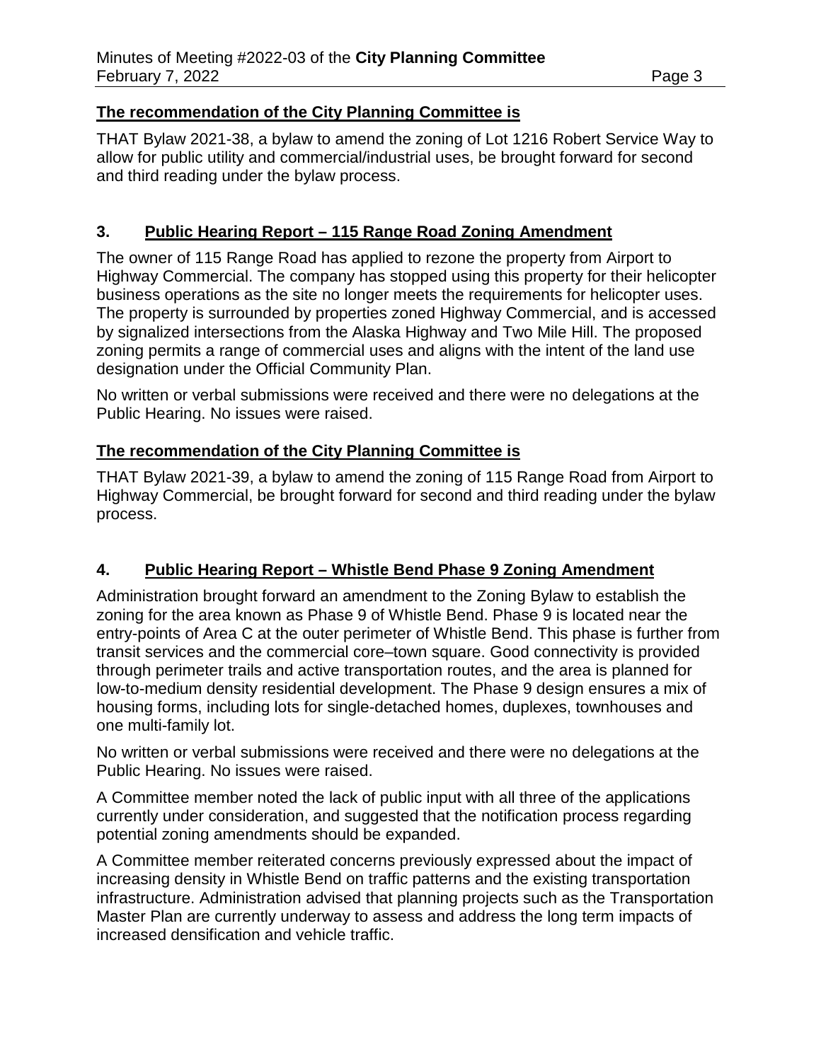**The recommendation of the City Planning Committee is**

THAT Bylaw 2021-38, a bylaw to amend the zoning of Lot 1216 Robert Service Way to allow for public utility and commercial/industrial uses, be brought forward for second and third reading under the bylaw process.

## 3. Public Hearing Report – 115 Range Road Zoning Amendment

The owner of 115 Range Road has applied to rezone the property from Airport to Highway Commercial. The company has stopped using this property for their helicopter business operations as the site no longer meets the requirements for helicopter uses. The property is surrounded by properties zoned Highway Commercial, and is accessed by signalized intersections from the Alaska Highway and Two Mile Hill. The proposed zoning permits a range of commercial uses and aligns with the intent of the land use designation under the Official Community Plan.

No written or verbal submissions were received and there were no delegations at the Public Hearing. No issues were raised.

**The recommendation of the City Planning Committee is**

THAT Bylaw 2021-39, a bylaw to amend the zoning of 115 Range Road from Airport to Highway Commercial, be brought forward for second and third reading under the bylaw process.

## 4. Public Hearing Report – Whistle Bend Phase 9 Zoning Amendment

Administration brought forward an amendment to the Zoning Bylaw to establish the zoning for the area known as Phase 9 of Whistle Bend. Phase 9 is located near the entry-points of Area C at the outer perimeter of Whistle Bend. This phase is further from transit services and the commercial core–town square. Good connectivity is provided through perimeter trails and active transportation routes, and the area is planned for low-to-medium density residential development. The Phase 9 design ensures a mix of housing forms, including lots for single-detached homes, duplexes, townhouses and one multi-family lot.

No written or verbal submissions were received and there were no delegations at the Public Hearing. No issues were raised.

A Committee member noted the lack of public input with all three of the applications currently under consideration, and suggested that the notification process regarding potential zoning amendments should be expanded.

A Committee member reiterated concerns previously expressed about the impact of increasing density in Whistle Bend on traffic patterns and the existing transportation infrastructure. Administration advised that planning projects such as the Transportation Master Plan are currently underway to assess and address the long term impacts of increased densification and vehicle traffic.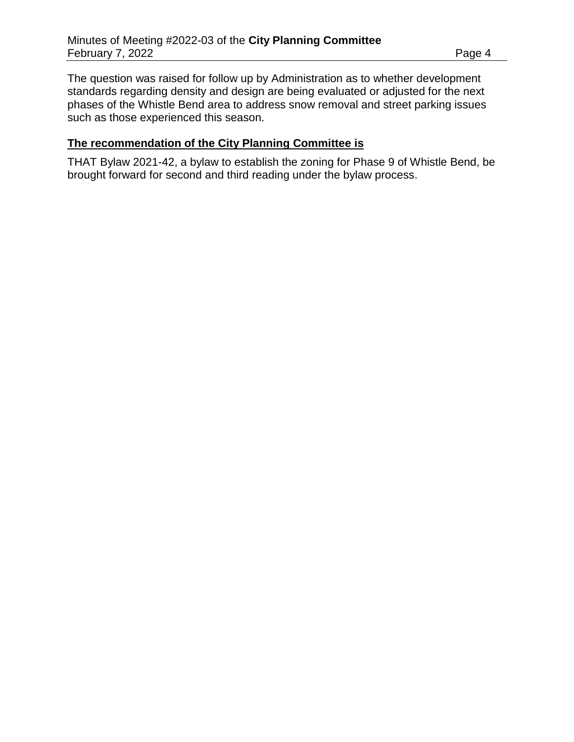The question was raised for follow up by Administration as to whether development standards regarding density and design are being evaluated or adjusted for the next phases of the Whistle Bend area to address snow removal and street parking issues such as those experienced this season.

**The recommendation of the City Planning Committee is**

THAT Bylaw 2021-42, a bylaw to establish the zoning for Phase 9 of Whistle Bend, be brought forward for second and third reading under the bylaw process.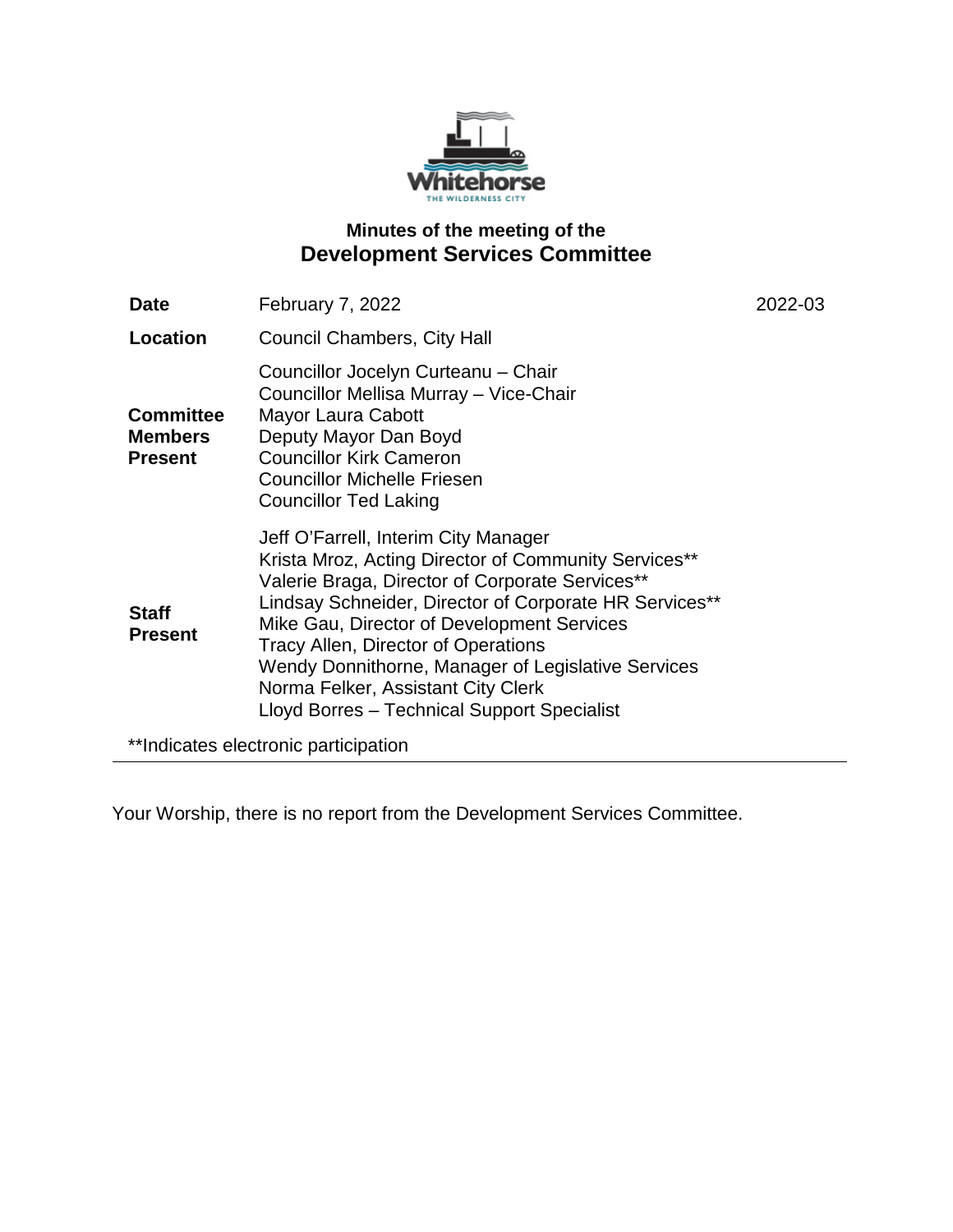## Minutes of the meeting of the

# Development Services Committee

| | | |
|---|---|---|
| **Date** | February 7, 2022 | 2022-03 |
| **Location** | Council Chambers, City Hall | |
| **Committee Members Present** | Councillor Jocelyn Curteanu – Chair<br>Councillor Mellisa Murray – Vice-Chair<br>Mayor Laura Cabott<br>Deputy Mayor Dan Boyd<br>Councillor Kirk Cameron<br>Councillor Michelle Friesen<br>Councillor Ted Laking | |
| **Staff Present** | Jeff O'Farrell, Interim City Manager<br>Krista Mroz, Acting Director of Community Services**<br>Valerie Braga, Director of Corporate Services**<br>Lindsay Schneider, Director of Corporate HR Services**<br>Mike Gau, Director of Development Services<br>Tracy Allen, Director of Operations<br>Wendy Donnithorne, Manager of Legislative Services<br>Norma Felker, Assistant City Clerk<br>Lloyd Borres – Technical Support Specialist | |

**Indicates electronic participation

---

Your Worship, there is no report from the Development Services Committee.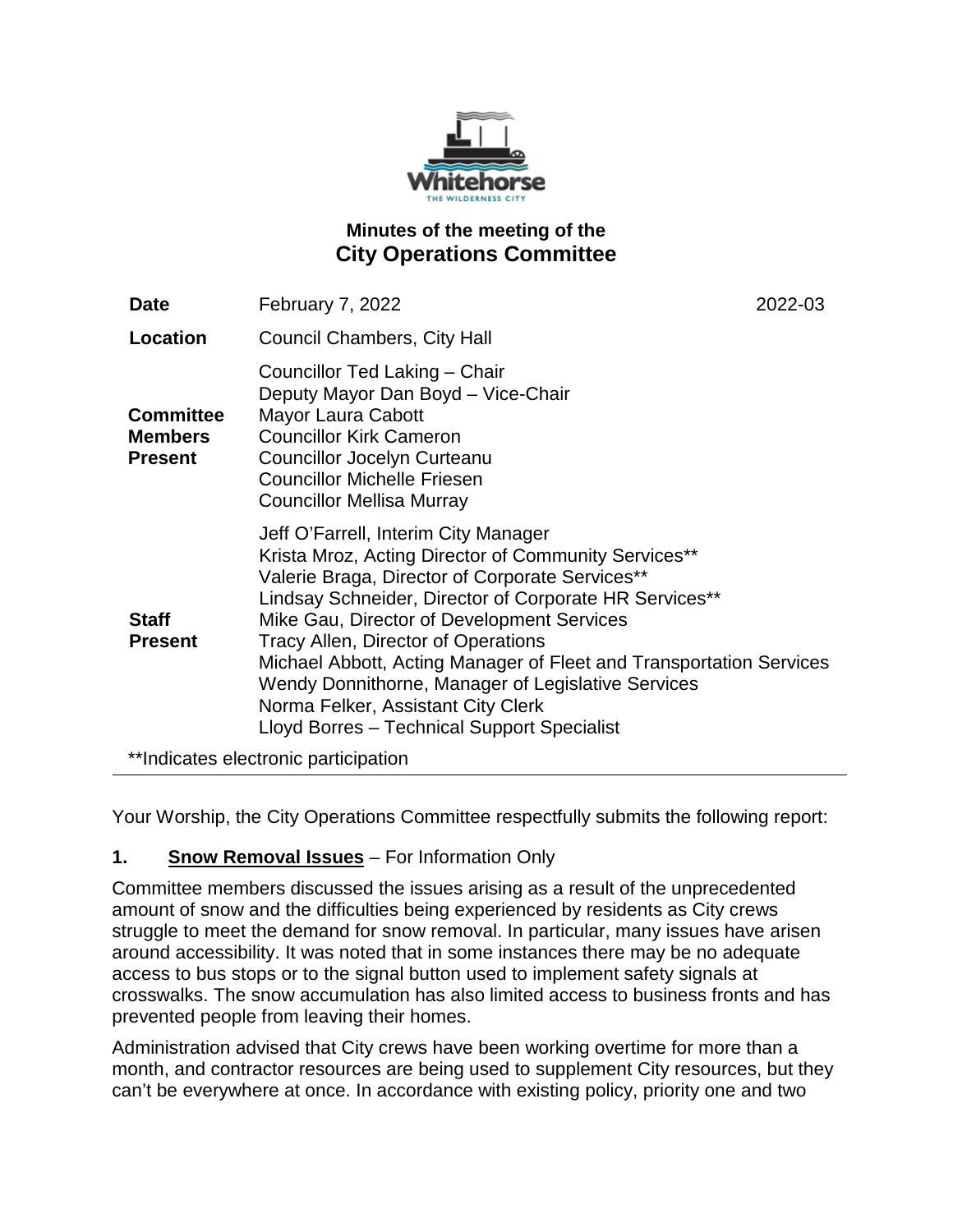# Minutes of the meeting of the
## City Operations Committee

| | | |
|---|---|---|
| **Date** | February 7, 2022 | 2022-03 |
| **Location** | Council Chambers, City Hall | |
| **Committee Members Present** | Councillor Ted Laking – Chair<br>Deputy Mayor Dan Boyd – Vice-Chair<br>Mayor Laura Cabott<br>Councillor Kirk Cameron<br>Councillor Jocelyn Curteanu<br>Councillor Michelle Friesen<br>Councillor Mellisa Murray | |
| **Staff Present** | Jeff O'Farrell, Interim City Manager<br>Krista Mroz, Acting Director of Community Services**<br>Valerie Braga, Director of Corporate Services**<br>Lindsay Schneider, Director of Corporate HR Services**<br>Mike Gau, Director of Development Services<br>Tracy Allen, Director of Operations<br>Michael Abbott, Acting Manager of Fleet and Transportation Services<br>Wendy Donnithorne, Manager of Legislative Services<br>Norma Felker, Assistant City Clerk<br>Lloyd Borres – Technical Support Specialist | |

**Indicates electronic participation

Your Worship, the City Operations Committee respectfully submits the following report:

**1. Snow Removal Issues** – For Information Only

Committee members discussed the issues arising as a result of the unprecedented amount of snow and the difficulties being experienced by residents as City crews struggle to meet the demand for snow removal. In particular, many issues have arisen around accessibility. It was noted that in some instances there may be no adequate access to bus stops or to the signal button used to implement safety signals at crosswalks. The snow accumulation has also limited access to business fronts and has prevented people from leaving their homes.

Administration advised that City crews have been working overtime for more than a month, and contractor resources are being used to supplement City resources, but they can't be everywhere at once. In accordance with existing policy, priority one and two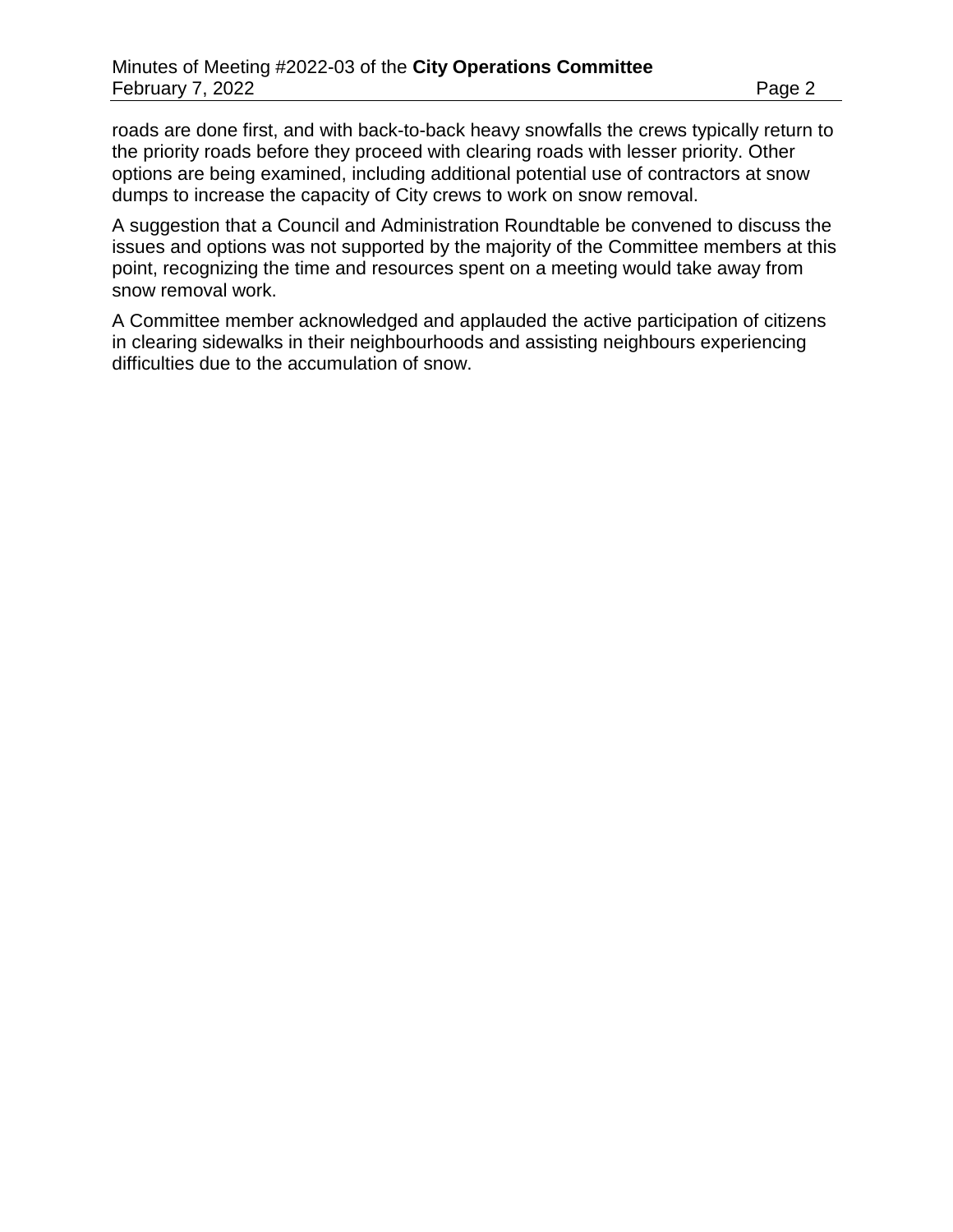roads are done first, and with back-to-back heavy snowfalls the crews typically return to the priority roads before they proceed with clearing roads with lesser priority. Other options are being examined, including additional potential use of contractors at snow dumps to increase the capacity of City crews to work on snow removal.

A suggestion that a Council and Administration Roundtable be convened to discuss the issues and options was not supported by the majority of the Committee members at this point, recognizing the time and resources spent on a meeting would take away from snow removal work.

A Committee member acknowledged and applauded the active participation of citizens in clearing sidewalks in their neighbourhoods and assisting neighbours experiencing difficulties due to the accumulation of snow.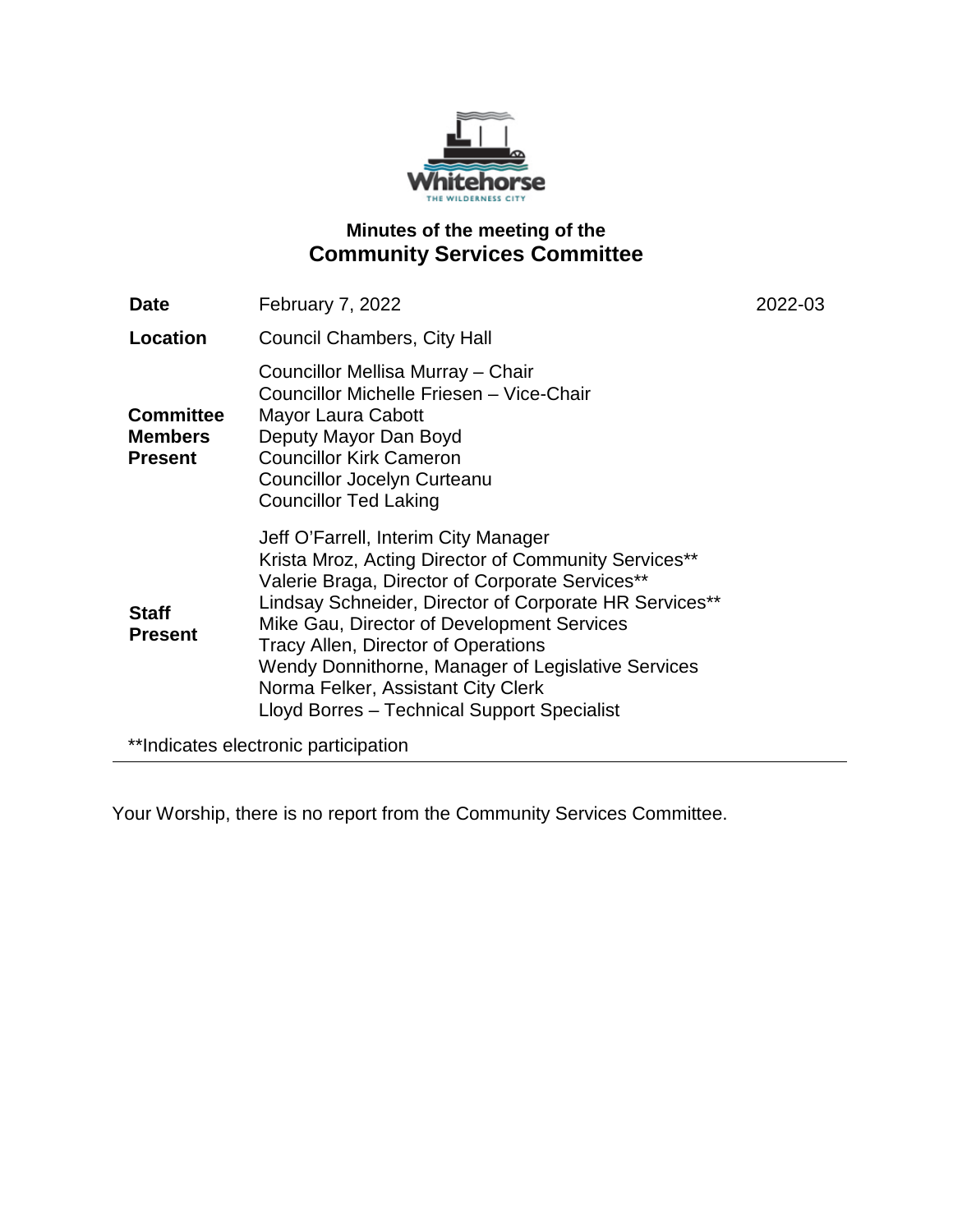# Minutes of the meeting of the
## Community Services Committee

| | | |
|---|---|---|
| **Date** | February 7, 2022 | 2022-03 |
| **Location** | Council Chambers, City Hall | |
| **Committee Members Present** | Councillor Mellisa Murray – Chair<br>Councillor Michelle Friesen – Vice-Chair<br>Mayor Laura Cabott<br>Deputy Mayor Dan Boyd<br>Councillor Kirk Cameron<br>Councillor Jocelyn Curteanu<br>Councillor Ted Laking | |
| **Staff Present** | Jeff O'Farrell, Interim City Manager<br>Krista Mroz, Acting Director of Community Services**<br>Valerie Braga, Director of Corporate Services**<br>Lindsay Schneider, Director of Corporate HR Services**<br>Mike Gau, Director of Development Services<br>Tracy Allen, Director of Operations<br>Wendy Donnithorne, Manager of Legislative Services<br>Norma Felker, Assistant City Clerk<br>Lloyd Borres – Technical Support Specialist | |

**Indicates electronic participation

---

Your Worship, there is no report from the Community Services Committee.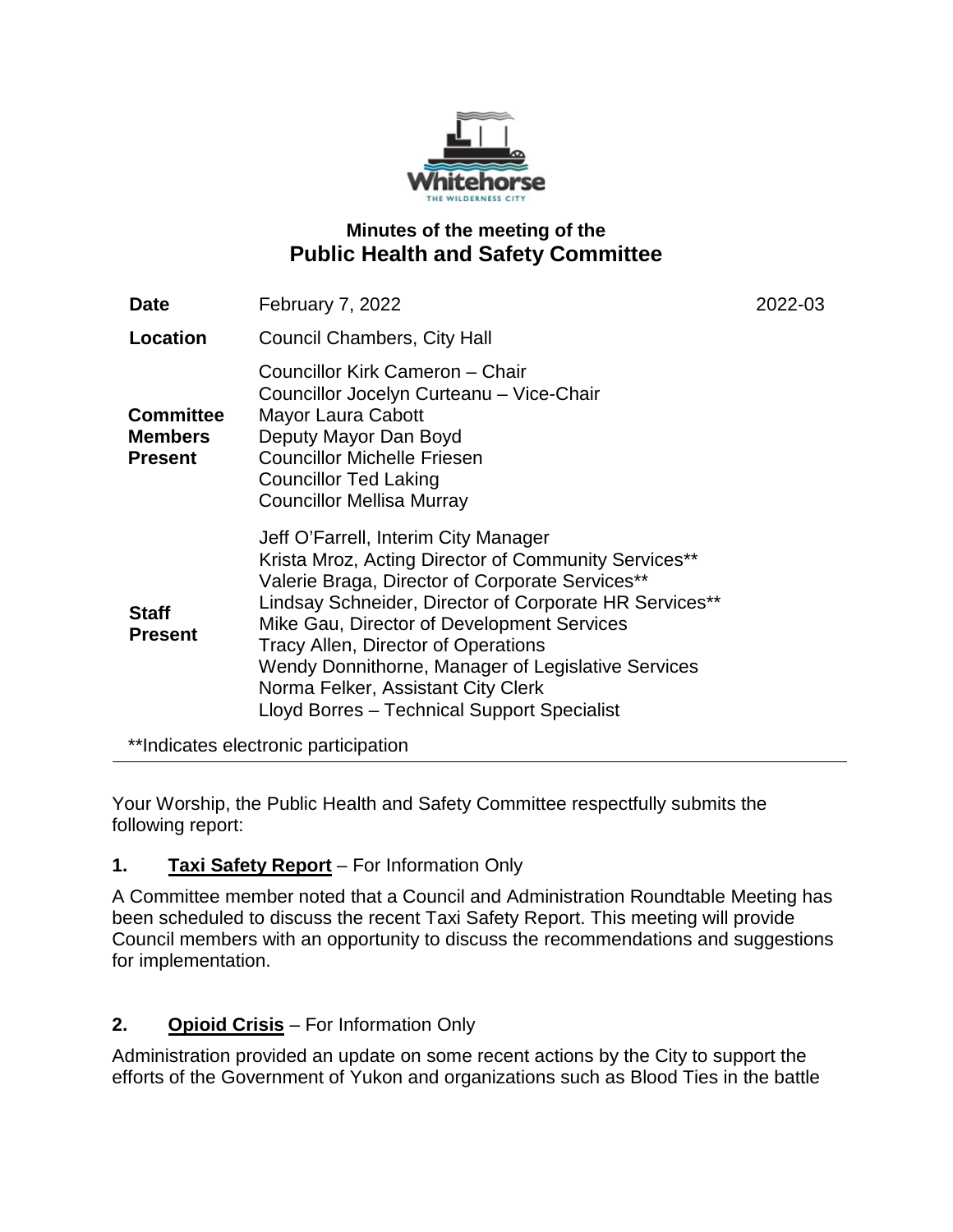## Minutes of the meeting of the
# Public Health and Safety Committee

| | | |
|---|---|---|
| **Date** | February 7, 2022 | 2022-03 |
| **Location** | Council Chambers, City Hall | |
| **Committee Members Present** | Councillor Kirk Cameron – Chair<br>Councillor Jocelyn Curteanu – Vice-Chair<br>Mayor Laura Cabott<br>Deputy Mayor Dan Boyd<br>Councillor Michelle Friesen<br>Councillor Ted Laking<br>Councillor Mellisa Murray | |
| **Staff Present** | Jeff O'Farrell, Interim City Manager<br>Krista Mroz, Acting Director of Community Services**<br>Valerie Braga, Director of Corporate Services**<br>Lindsay Schneider, Director of Corporate HR Services**<br>Mike Gau, Director of Development Services<br>Tracy Allen, Director of Operations<br>Wendy Donnithorne, Manager of Legislative Services<br>Norma Felker, Assistant City Clerk<br>Lloyd Borres – Technical Support Specialist | |

**Indicates electronic participation

---

Your Worship, the Public Health and Safety Committee respectfully submits the following report:

**1. Taxi Safety Report** – For Information Only

A Committee member noted that a Council and Administration Roundtable Meeting has been scheduled to discuss the recent Taxi Safety Report. This meeting will provide Council members with an opportunity to discuss the recommendations and suggestions for implementation.

**2. Opioid Crisis** – For Information Only

Administration provided an update on some recent actions by the City to support the efforts of the Government of Yukon and organizations such as Blood Ties in the battle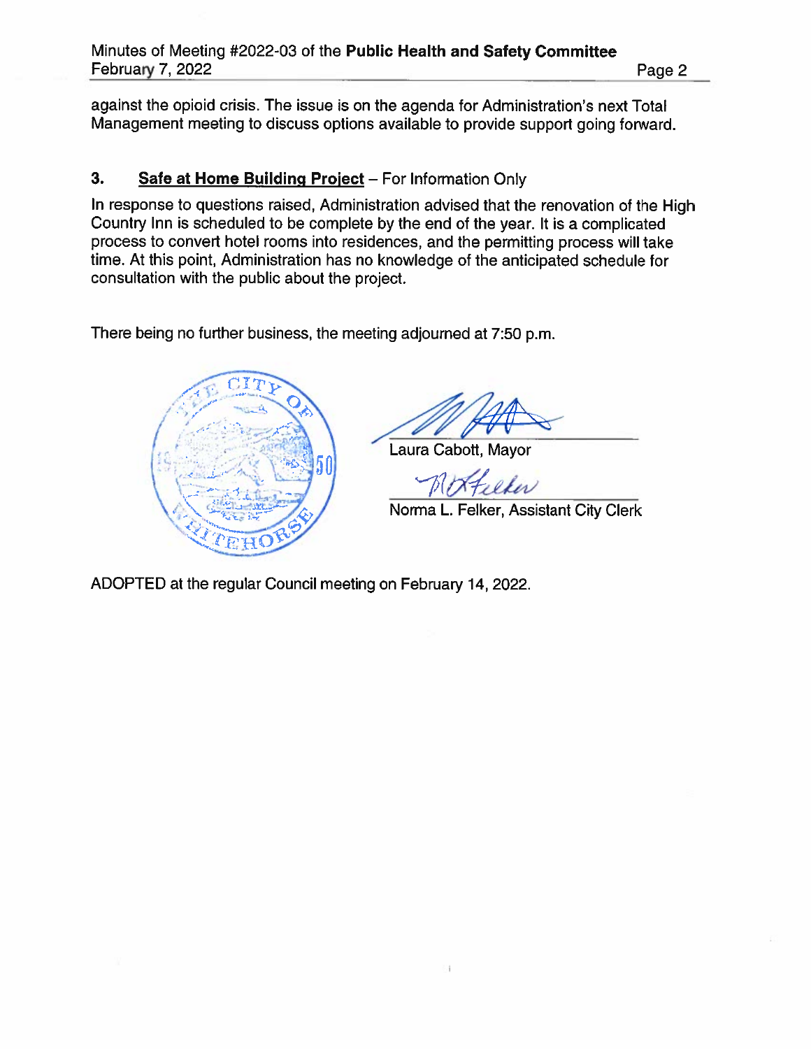against the opioid crisis. The issue is on the agenda for Administration's next Total Management meeting to discuss options available to provide support going forward.

### 3. **Safe at Home Building Project** – For Information Only

In response to questions raised, Administration advised that the renovation of the High Country Inn is scheduled to be complete by the end of the year. It is a complicated process to convert hotel rooms into residences, and the permitting process will take time. At this point, Administration has no knowledge of the anticipated schedule for consultation with the public about the project.

There being no further business, the meeting adjourned at 7:50 p.m.

Laura Cabott, Mayor

Norma L. Felker, Assistant City Clerk

ADOPTED at the regular Council meeting on February 14, 2022.